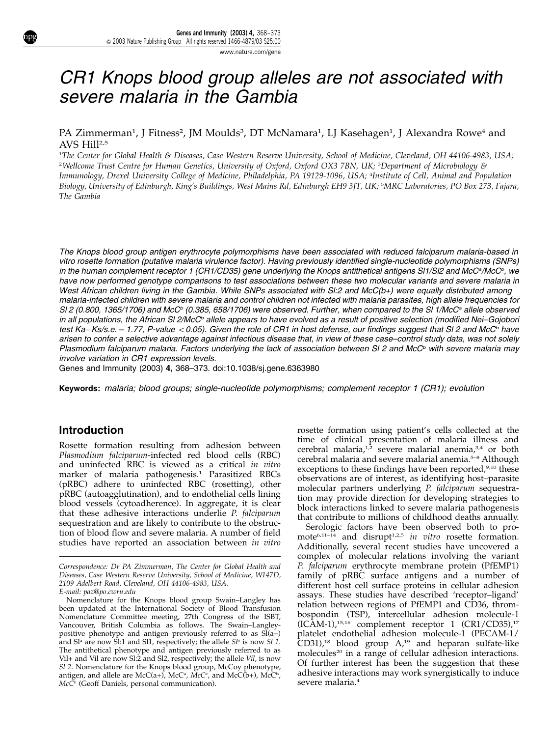# CR1 Knops blood group alleles are not associated with severe malaria in the Gambia

PA Zimmerman[1], J Fitness[2], JM Moulds[3], DT McNamara[1], LJ Kasehagen[1], J Alexandra Rowe[4] and AVS Hill[2,5]

[1]The Center for Global Health & Diseases, Case Western Reserve University, School of Medicine, Cleveland, OH 44106-4983, USA; [2]Wellcome Trust Centre for Human Genetics, University of Oxford, Oxford OX3 7BN, UK; [3]Department of Microbiology & Immunology, Drexel University College of Medicine, Philadelphia, PA 19129-1096, USA; [4]Institute of Cell, Animal and Population Biology, University of Edinburgh, King's Buildings, West Mains Rd, Edinburgh EH9 3JT, UK; [5]MRC Laboratories, PO Box 273, Fajara, The Gambia

*The Knops blood group antigen erythrocyte polymorphisms have been associated with reduced falciparum malaria-based in vitro rosette formation (putative malaria virulence factor). Having previously identified single-nucleotide polymorphisms (SNPs) in the human complement receptor 1 (CR1/CD35) gene underlying the Knops antithetical antigens Sl1/Sl2 and McC$^a$/McC$^b$, we have now performed genotype comparisons to test associations between these two molecular variants and severe malaria in West African children living in the Gambia. While SNPs associated with Sl:2 and McC(b+) were equally distributed among malaria-infected children with severe malaria and control children not infected with malaria parasites, high allele frequencies for Sl 2 (0.800, 1365/1706) and McC$^b$ (0.385, 658/1706) were observed. Further, when compared to the Sl 1/McC$^a$ allele observed in all populations, the African Sl 2/McC$^b$ allele appears to have evolved as a result of positive selection (modified Nei–Gojobori test Ka−Ks/s.e. = 1.77, P-value < 0.05). Given the role of CR1 in host defense, our findings suggest that Sl 2 and McC$^b$ have arisen to confer a selective advantage against infectious disease that, in view of these case–control study data, was not solely Plasmodium falciparum malaria. Factors underlying the lack of association between Sl 2 and McC$^b$ with severe malaria may involve variation in CR1 expression levels.*

Genes and Immunity (2003) **4**, 368–373. doi:10.1038/sj.gene.6363980

**Keywords:** *malaria; blood groups; single-nucleotide polymorphisms; complement receptor 1 (CR1); evolution*

## Introduction

Rosette formation resulting from adhesion between *Plasmodium falciparum*-infected red blood cells (RBC) and uninfected RBC is viewed as a critical *in vitro* marker of malaria pathogenesis.[1] Parasitized RBCs (pRBC) adhere to uninfected RBC (rosetting), other pRBC (autoagglutination), and to endothelial cells lining blood vessels (cytoadherence). In aggregate, it is clear that these adhesive interactions underlie *P. falciparum* sequestration and are likely to contribute to the obstruction of blood flow and severe malaria. A number of field studies have reported an association between *in vitro* rosette formation using patient's cells collected at the time of clinical presentation of malaria illness and cerebral malaria,[1,2] severe malarial anemia,[3,4] or both cerebral malaria and severe malarial anemia.[5–8] Although exceptions to these findings have been reported,[9,10] these observations are of interest, as identifying host–parasite molecular partners underlying *P. falciparum* sequestration may provide direction for developing strategies to block interactions linked to severe malaria pathogenesis that contribute to millions of childhood deaths annually.

Serologic factors have been observed both to promote[6,11–14] and disrupt[1,2,5] *in vitro* rosette formation. Additionally, several recent studies have uncovered a complex of molecular relations involving the variant *P. falciparum* erythrocyte membrane protein (PfEMP1) family of pRBC surface antigens and a number of different host cell surface proteins in cellular adhesion assays. These studies have described 'receptor–ligand' relation between regions of PfEMP1 and CD36, thrombospondin (TSP), intercellular adhesion molecule-1 (ICAM-1),[15,16] complement receptor 1 (CR1/CD35),[17] platelet endothelial adhesion molecule-1 (PECAM-1/CD31),[18] blood group A,[19] and heparan sulfate-like molecules[20] in a range of cellular adhesion interactions. Of further interest has been the suggestion that these adhesive interactions may work synergistically to induce severe malaria.[4]

Correspondence: Dr PA Zimmerman, The Center for Global Health and Diseases, Case Western Reserve University, School of Medicine, W147D, 2109 Adelbert Road, Cleveland, OH 44106-4983, USA.
E-mail: paz@po.cwru.edu

Nomenclature for the Knops blood group Swain–Langley has been updated at the International Society of Blood Transfusion Nomenclature Committee meeting, 27th Congress of the ISBT, Vancouver, British Columbia as follows. The Swain–Langley-positive phenotype and antigen previously referred to as Sl(a+) and Sl$^a$ are now Sl:1 and Sl1, respectively; the allele *Sl$^a$* is now *Sl 1*. The antithetical phenotype and antigen previously referred to as Vil+ and Vil are now Sl:2 and Sl2, respectively; the allele *Vil*, is now *Sl 2*. Nomenclature for the Knops blood group, McCoy phenotype, antigen, and allele are McC(a+), McC$^a$, *McC$^a$*, and McC(b+), McC$^b$, *McC$^b$* (Geoff Daniels, personal communication).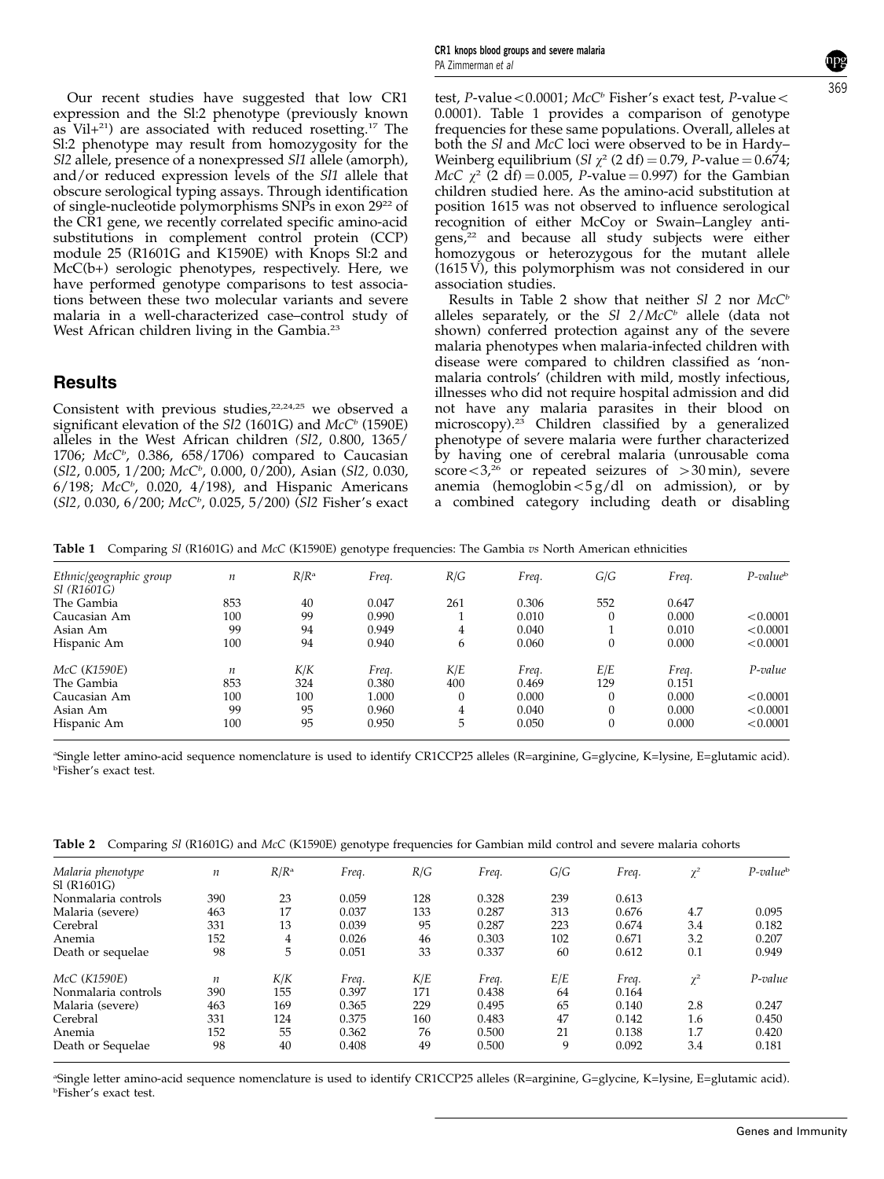Our recent studies have suggested that low CR1 expression and the Sl:2 phenotype (previously known as Vil+[21]) are associated with reduced rosetting.[17] The Sl:2 phenotype may result from homozygosity for the *Sl2* allele, presence of a nonexpressed *Sl1* allele (amorph), and/or reduced expression levels of the *Sl1* allele that obscure serological typing assays. Through identification of single-nucleotide polymorphisms SNPs in exon 29[22] of the CR1 gene, we recently correlated specific amino-acid substitutions in complement control protein (CCP) module 25 (R1601G and K1590E) with Knops Sl:2 and McC(b+) serologic phenotypes, respectively. Here, we have performed genotype comparisons to test associations between these two molecular variants and severe malaria in a well-characterized case–control study of West African children living in the Gambia.[23]

## Results

Consistent with previous studies,[22,24,25] we observed a significant elevation of the *Sl2* (1601G) and *McC$^b$* (1590E) alleles in the West African children (*Sl2*, 0.800, 1365/1706; *McC$^b$*, 0.386, 658/1706) compared to Caucasian (*Sl2*, 0.005, 1/200; *McC$^b$*, 0.000, 0/200), Asian (*Sl2*, 0.030, 6/198; *McC$^b$*, 0.020, 4/198), and Hispanic Americans (*Sl2*, 0.030, 6/200; *McC$^b$*, 0.025, 5/200) (*Sl2* Fisher's exact test, *P*-value $<$ 0.0001; *McC$^b$* Fisher's exact test, *P*-value $<$ 0.0001). Table 1 provides a comparison of genotype frequencies for these same populations. Overall, alleles at both the *Sl* and *McC* loci were observed to be in Hardy–Weinberg equilibrium (*Sl* $\chi^2$ (2 df) = 0.79, *P*-value = 0.674; *McC* $\chi^2$ (2 df) = 0.005, *P*-value = 0.997) for the Gambian children studied here. As the amino-acid substitution at position 1615 was not observed to influence serological recognition of either McCoy or Swain–Langley antigens,[22] and because all study subjects were either homozygous or heterozygous for the mutant allele (1615 V), this polymorphism was not considered in our association studies.

Results in Table 2 show that neither *Sl 2* nor *McC$^b$* alleles separately, or the *Sl 2/McC$^b$* allele (data not shown) conferred protection against any of the severe malaria phenotypes when malaria-infected children with disease were compared to children classified as 'non-malaria controls' (children with mild, mostly infectious, illnesses who did not require hospital admission and did not have any malaria parasites in their blood on microscopy).[23] Children classified by a generalized phenotype of severe malaria were further characterized by having one of cerebral malaria (unrousable coma score $<$ 3,[26] or repeated seizures of $>$ 30 min), severe anemia (hemoglobin $<$ 5 g/dl on admission), or by a combined category including death or disabling

**Table 1** Comparing *Sl* (R1601G) and *McC* (K1590E) genotype frequencies: The Gambia *vs* North American ethnicities

| *Ethnic/geographic group* | *n* | *R/R*[a] | *Freq.* | *R/G* | *Freq.* | *G/G* | *Freq.* | *P-value*[b] |
|---|---|---|---|---|---|---|---|---|
| *Sl (R1601G)* | | | | | | | | |
| The Gambia | 853 | 40 | 0.047 | 261 | 0.306 | 552 | 0.647 | |
| Caucasian Am | 100 | 99 | 0.990 | 1 | 0.010 | 0 | 0.000 | <0.0001 |
| Asian Am | 99 | 94 | 0.949 | 4 | 0.040 | 1 | 0.010 | <0.0001 |
| Hispanic Am | 100 | 94 | 0.940 | 6 | 0.060 | 0 | 0.000 | <0.0001 |
| *McC (K1590E)* | *n* | *K/K* | *Freq.* | *K/E* | *Freq.* | *E/E* | *Freq.* | *P-value* |
| The Gambia | 853 | 324 | 0.380 | 400 | 0.469 | 129 | 0.151 | |
| Caucasian Am | 100 | 100 | 1.000 | 0 | 0.000 | 0 | 0.000 | <0.0001 |
| Asian Am | 99 | 95 | 0.960 | 4 | 0.040 | 0 | 0.000 | <0.0001 |
| Hispanic Am | 100 | 95 | 0.950 | 5 | 0.050 | 0 | 0.000 | <0.0001 |

[a]Single letter amino-acid sequence nomenclature is used to identify CR1CCP25 alleles (R=arginine, G=glycine, K=lysine, E=glutamic acid).
[b]Fisher's exact test.

**Table 2** Comparing *Sl* (R1601G) and *McC* (K1590E) genotype frequencies for Gambian mild control and severe malaria cohorts

| *Malaria phenotype* | *n* | *R/R*[a] | *Freq.* | *R/G* | *Freq.* | *G/G* | *Freq.* | $\chi^2$ | *P-value*[b] |
|---|---|---|---|---|---|---|---|---|---|
| Sl (R1601G) | | | | | | | | | |
| Nonmalaria controls | 390 | 23 | 0.059 | 128 | 0.328 | 239 | 0.613 | | |
| Malaria (severe) | 463 | 17 | 0.037 | 133 | 0.287 | 313 | 0.676 | 4.7 | 0.095 |
| Cerebral | 331 | 13 | 0.039 | 95 | 0.287 | 223 | 0.674 | 3.4 | 0.182 |
| Anemia | 152 | 4 | 0.026 | 46 | 0.303 | 102 | 0.671 | 3.2 | 0.207 |
| Death or sequelae | 98 | 5 | 0.051 | 33 | 0.337 | 60 | 0.612 | 0.1 | 0.949 |
| *McC (K1590E)* | *n* | *K/K* | *Freq.* | *K/E* | *Freq.* | *E/E* | *Freq.* | $\chi^2$ | *P-value* |
| Nonmalaria controls | 390 | 155 | 0.397 | 171 | 0.438 | 64 | 0.164 | | |
| Malaria (severe) | 463 | 169 | 0.365 | 229 | 0.495 | 65 | 0.140 | 2.8 | 0.247 |
| Cerebral | 331 | 124 | 0.375 | 160 | 0.483 | 47 | 0.142 | 1.6 | 0.450 |
| Anemia | 152 | 55 | 0.362 | 76 | 0.500 | 21 | 0.138 | 1.7 | 0.420 |
| Death or Sequelae | 98 | 40 | 0.408 | 49 | 0.500 | 9 | 0.092 | 3.4 | 0.181 |

[a]Single letter amino-acid sequence nomenclature is used to identify CR1CCP25 alleles (R=arginine, G=glycine, K=lysine, E=glutamic acid).
[b]Fisher's exact test.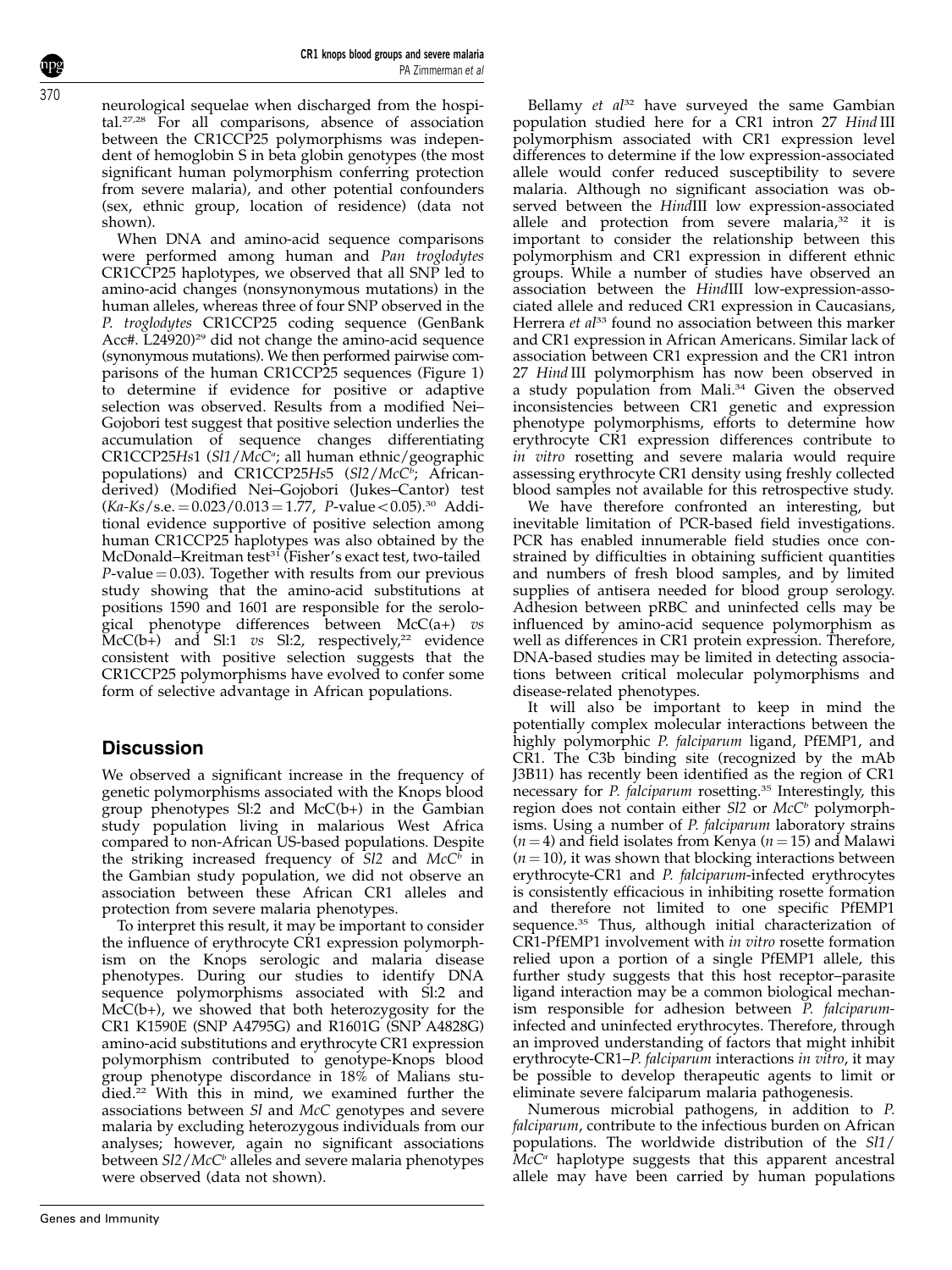neurological sequelae when discharged from the hospital.[27,28] For all comparisons, absence of association between the CR1CCP25 polymorphisms was independent of hemoglobin S in beta globin genotypes (the most significant human polymorphism conferring protection from severe malaria), and other potential confounders (sex, ethnic group, location of residence) (data not shown).

When DNA and amino-acid sequence comparisons were performed among human and *Pan troglodytes* CR1CCP25 haplotypes, we observed that all SNP led to amino-acid changes (nonsynonymous mutations) in the human alleles, whereas three of four SNP observed in the *P. troglodytes* CR1CCP25 coding sequence (GenBank Acc#. L24920)[29] did not change the amino-acid sequence (synonymous mutations). We then performed pairwise comparisons of the human CR1CCP25 sequences (Figure 1) to determine if evidence for positive or adaptive selection was observed. Results from a modified Nei–Gojobori test suggest that positive selection underlies the accumulation of sequence changes differentiating CR1CCP25*Hs*1 (*Sl1*/*McC*$^a$; all human ethnic/geographic populations) and CR1CCP25*Hs*5 (*Sl2*/*McC*$^b$; African-derived) (Modified Nei–Gojobori (Jukes–Cantor) test ($Ka$-$Ks$/s.e. $= 0.023/0.013 = 1.77$, $P$-value $< 0.05$).[30] Additional evidence supportive of positive selection among human CR1CCP25 haplotypes was also obtained by the McDonald–Kreitman test[31] (Fisher's exact test, two-tailed $P$-value $= 0.03$). Together with results from our previous study showing that the amino-acid substitutions at positions 1590 and 1601 are responsible for the serological phenotype differences between McC(a+) *vs* McC(b+) and Sl:1 *vs* Sl:2, respectively,[22] evidence consistent with positive selection suggests that the CR1CCP25 polymorphisms have evolved to confer some form of selective advantage in African populations.

## Discussion

We observed a significant increase in the frequency of genetic polymorphisms associated with the Knops blood group phenotypes Sl:2 and McC(b+) in the Gambian study population living in malarious West Africa compared to non-African US-based populations. Despite the striking increased frequency of *Sl2* and *McC*$^b$ in the Gambian study population, we did not observe an association between these African CR1 alleles and protection from severe malaria phenotypes.

To interpret this result, it may be important to consider the influence of erythrocyte CR1 expression polymorphism on the Knops serologic and malaria disease phenotypes. During our studies to identify DNA sequence polymorphisms associated with Sl:2 and McC(b+), we showed that both heterozygosity for the CR1 K1590E (SNP A4795G) and R1601G (SNP A4828G) amino-acid substitutions and erythrocyte CR1 expression polymorphism contributed to genotype-Knops blood group phenotype discordance in 18% of Malians studied.[22] With this in mind, we examined further the associations between *Sl* and *McC* genotypes and severe malaria by excluding heterozygous individuals from our analyses; however, again no significant associations between *Sl2*/*McC*$^b$ alleles and severe malaria phenotypes were observed (data not shown).

Bellamy *et al*[32] have surveyed the same Gambian population studied here for a CR1 intron 27 *Hind* III polymorphism associated with CR1 expression level differences to determine if the low expression-associated allele would confer reduced susceptibility to severe malaria. Although no significant association was observed between the *Hind*III low expression-associated allele and protection from severe malaria,[32] it is important to consider the relationship between this polymorphism and CR1 expression in different ethnic groups. While a number of studies have observed an association between the *Hind*III low-expression-associated allele and reduced CR1 expression in Caucasians, Herrera *et al*[33] found no association between this marker and CR1 expression in African Americans. Similar lack of association between CR1 expression and the CR1 intron 27 *Hind* III polymorphism has now been observed in a study population from Mali.[34] Given the observed inconsistencies between CR1 genetic and expression phenotype polymorphisms, efforts to determine how erythrocyte CR1 expression differences contribute to *in vitro* rosetting and severe malaria would require assessing erythrocyte CR1 density using freshly collected blood samples not available for this retrospective study.

We have therefore confronted an interesting, but inevitable limitation of PCR-based field investigations. PCR has enabled innumerable field studies once constrained by difficulties in obtaining sufficient quantities and numbers of fresh blood samples, and by limited supplies of antisera needed for blood group serology. Adhesion between pRBC and uninfected cells may be influenced by amino-acid sequence polymorphism as well as differences in CR1 protein expression. Therefore, DNA-based studies may be limited in detecting associations between critical molecular polymorphisms and disease-related phenotypes.

It will also be important to keep in mind the potentially complex molecular interactions between the highly polymorphic *P. falciparum* ligand, PfEMP1, and CR1. The C3b binding site (recognized by the mAb J3B11) has recently been identified as the region of CR1 necessary for *P. falciparum* rosetting.[35] Interestingly, this region does not contain either *Sl2* or *McC*$^b$ polymorphisms. Using a number of *P. falciparum* laboratory strains ($n = 4$) and field isolates from Kenya ($n = 15$) and Malawi ($n = 10$), it was shown that blocking interactions between erythrocyte-CR1 and *P. falciparum*-infected erythrocytes is consistently efficacious in inhibiting rosette formation and therefore not limited to one specific PfEMP1 sequence.[35] Thus, although initial characterization of CR1-PfEMP1 involvement with *in vitro* rosette formation relied upon a portion of a single PfEMP1 allele, this further study suggests that this host receptor–parasite ligand interaction may be a common biological mechanism responsible for adhesion between *P. falciparum*-infected and uninfected erythrocytes. Therefore, through an improved understanding of factors that might inhibit erythrocyte-CR1–*P. falciparum* interactions *in vitro*, it may be possible to develop therapeutic agents to limit or eliminate severe falciparum malaria pathogenesis.

Numerous microbial pathogens, in addition to *P. falciparum*, contribute to the infectious burden on African populations. The worldwide distribution of the *Sl1*/*McC*$^a$ haplotype suggests that this apparent ancestral allele may have been carried by human populations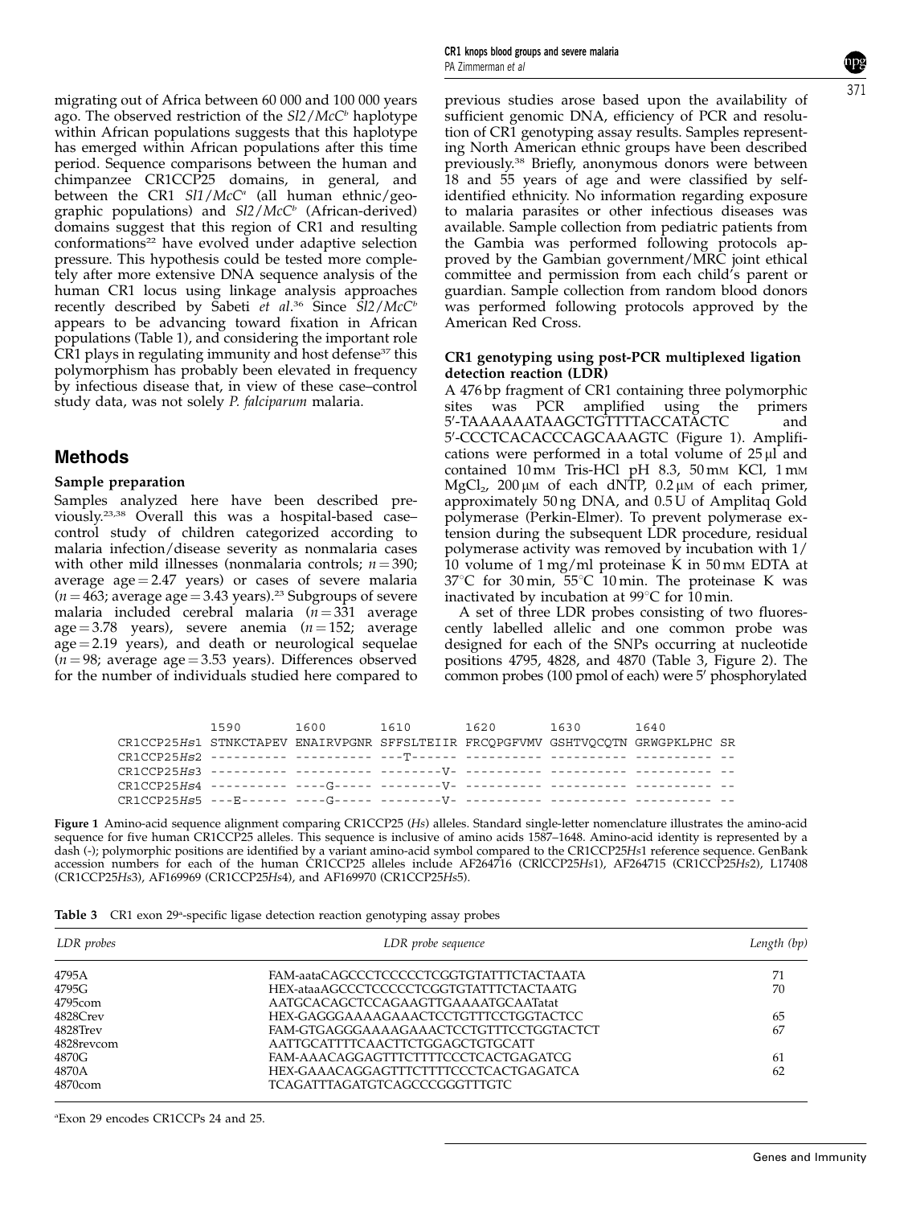migrating out of Africa between 60 000 and 100 000 years ago. The observed restriction of the *Sl2/McC[b]* haplotype within African populations suggests that this haplotype has emerged within African populations after this time period. Sequence comparisons between the human and chimpanzee CR1CCP25 domains, in general, and between the CR1 *Sl1/McC[a]* (all human ethnic/geographic populations) and *Sl2/McC[b]* (African-derived) domains suggest that this region of CR1 and resulting conformations[22] have evolved under adaptive selection pressure. This hypothesis could be tested more completely after more extensive DNA sequence analysis of the human CR1 locus using linkage analysis approaches recently described by Sabeti *et al*.[36] Since *Sl2/McC[b]* appears to be advancing toward fixation in African populations (Table 1), and considering the important role CR1 plays in regulating immunity and host defense[37] this polymorphism has probably been elevated in frequency by infectious disease that, in view of these case–control study data, was not solely *P. falciparum* malaria.

## Methods

### Sample preparation

Samples analyzed here have been described previously.[23,38] Overall this was a hospital-based case–control study of children categorized according to malaria infection/disease severity as nonmalaria cases with other mild illnesses (nonmalaria controls; $n = 390$; average age = 2.47 years) or cases of severe malaria ($n = 463$; average age = 3.43 years).[23] Subgroups of severe malaria included cerebral malaria ($n = 331$ average age = 3.78 years), severe anemia ($n = 152$; average age = 2.19 years), and death or neurological sequelae ($n = 98$; average age = 3.53 years). Differences observed for the number of individuals studied here compared to previous studies arose based upon the availability of sufficient genomic DNA, efficiency of PCR and resolution of CR1 genotyping assay results. Samples representing North American ethnic groups have been described previously.[38] Briefly, anonymous donors were between 18 and 55 years of age and were classified by self-identified ethnicity. No information regarding exposure to malaria parasites or other infectious diseases was available. Sample collection from pediatric patients from the Gambia was performed following protocols approved by the Gambian government/MRC joint ethical committee and permission from each child's parent or guardian. Sample collection from random blood donors was performed following protocols approved by the American Red Cross.

### CR1 genotyping using post-PCR multiplexed ligation detection reaction (LDR)

A 476 bp fragment of CR1 containing three polymorphic sites was PCR amplified using the primers 5′-TAAAAAATAAGCTGTTTTACCATACTC and 5′-CCCTCACACCCAGCAAAGTC (Figure 1). Amplifications were performed in a total volume of 25 μl and contained 10 mM Tris-HCl pH 8.3, 50 mM KCl, 1 mM $MgCl_2$, 200 μM of each dNTP, 0.2 μM of each primer, approximately 50 ng DNA, and 0.5 U of Amplitaq Gold polymerase (Perkin-Elmer). To prevent polymerase extension during the subsequent LDR procedure, residual polymerase activity was removed by incubation with 1/10 volume of 1 mg/ml proteinase K in 50 mM EDTA at 37°C for 30 min, 55°C 10 min. The proteinase K was inactivated by incubation at 99°C for 10 min.

A set of three LDR probes consisting of two fluorescently labelled allelic and one common probe was designed for each of the SNPs occurring at nucleotide positions 4795, 4828, and 4870 (Table 3, Figure 2). The common probes (100 pmol of each) were 5′ phosphorylated

```
             1590       1600       1610       1620       1630       1640
CR1CCP25Hs1  STNKCTAPEV ENAIRVPGNR SFFSLTEIIR FRCQPGFVMV GSHTVQCQTN GRWGPKLPHC SR
CR1CCP25Hs2  ---------- ---------- ---T------ ---------- ---------- ---------- --
CR1CCP25Hs3  ---------- ---------- --------V- ---------- ---------- ---------- --
CR1CCP25Hs4  ---------- ----G----- --------V- ---------- ---------- ---------- --
CR1CCP25Hs5  ---E------ ----G----- --------V- ---------- ---------- ---------- --
```

**Figure 1** Amino-acid sequence alignment comparing CR1CCP25 (*Hs*) alleles. Standard single-letter nomenclature illustrates the amino-acid sequence for five human CR1CCP25 alleles. This sequence is inclusive of amino acids 1587–1648. Amino-acid identity is represented by a dash (-); polymorphic positions are identified by a variant amino-acid symbol compared to the CR1CCP25*Hs*1 reference sequence. GenBank accession numbers for each of the human CR1CCP25 alleles include AF264716 (CRlCCP25*Hs*1), AF264715 (CR1CCP25*Hs*2), L17408 (CR1CCP25*Hs*3), AF169969 (CR1CCP25*Hs*4), and AF169970 (CR1CCP25*Hs*5).

**Table 3** CR1 exon 29[a]-specific ligase detection reaction genotyping assay probes

| LDR probes | LDR probe sequence | Length (bp) |
|---|---|---|
| 4795A | FAM-aataCAGCCCTCCCCCTCGGTGTATTTCTACTAATA | 71 |
| 4795G | HEX-ataaAGCCCTCCCCCTCGGTGTATTTCTACTAATG | 70 |
| 4795com | AATGCACAGCTCCAGAAGTTGAAAATGCAATatat | |
| 4828Crev | HEX-GAGGGAAAAGAAACTCCTGTTTCCTGGTACTCC | 65 |
| 4828Trev | FAM-GTGAGGGAAAAGAAACTCCTGTTTCCTGGTACTCT | 67 |
| 4828revcom | AATTGCATTTTCAACTTCTGGAGCTGTGCATT | |
| 4870G | FAM-AAACAGGAGTTTCTTTTCCCTCACTGAGATCG | 61 |
| 4870A | HEX-GAAACAGGAGTTTCTTTTCCCTCACTGAGATCA | 62 |
| 4870com | TCAGATTTAGATGTCAGCCCGGGTTTGTC | |

[a]Exon 29 encodes CR1CCPs 24 and 25.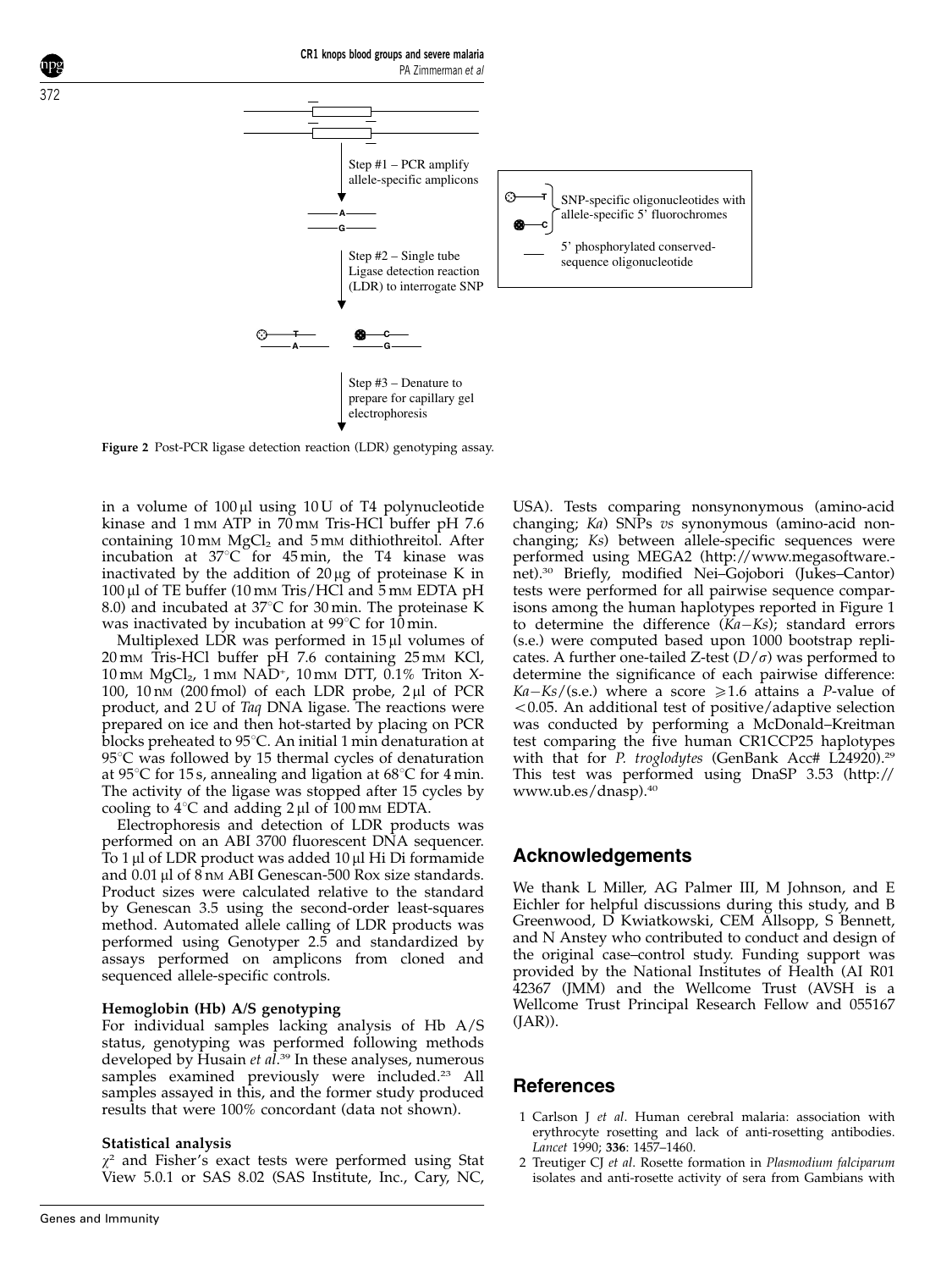Figure 2 Post-PCR ligase detection reaction (LDR) genotyping assay.

in a volume of 100 μl using 10 U of T4 polynucleotide kinase and 1 mM ATP in 70 mM Tris-HCl buffer pH 7.6 containing 10 mM $MgCl_2$ and 5 mM dithiothreitol. After incubation at 37°C for 45 min, the T4 kinase was inactivated by the addition of 20 μg of proteinase K in 100 μl of TE buffer (10 mM Tris/HCl and 5 mM EDTA pH 8.0) and incubated at 37°C for 30 min. The proteinase K was inactivated by incubation at 99°C for 10 min.

Multiplexed LDR was performed in 15 μl volumes of 20 mM Tris-HCl buffer pH 7.6 containing 25 mM KCl, 10 mM $MgCl_2$, 1 mM $NAD^+$, 10 mM DTT, 0.1% Triton X-100, 10 nM (200 fmol) of each LDR probe, 2 μl of PCR product, and 2 U of *Taq* DNA ligase. The reactions were prepared on ice and then hot-started by placing on PCR blocks preheated to 95°C. An initial 1 min denaturation at 95°C was followed by 15 thermal cycles of denaturation at 95°C for 15 s, annealing and ligation at 68°C for 4 min. The activity of the ligase was stopped after 15 cycles by cooling to 4°C and adding 2 μl of 100 mM EDTA.

Electrophoresis and detection of LDR products was performed on an ABI 3700 fluorescent DNA sequencer. To 1 μl of LDR product was added 10 μl Hi Di formamide and 0.01 μl of 8 nM ABI Genescan-500 Rox size standards. Product sizes were calculated relative to the standard by Genescan 3.5 using the second-order least-squares method. Automated allele calling of LDR products was performed using Genotyper 2.5 and standardized by assays performed on amplicons from cloned and sequenced allele-specific controls.

#### Hemoglobin (Hb) A/S genotyping

For individual samples lacking analysis of Hb A/S status, genotyping was performed following methods developed by Husain *et al*.[39] In these analyses, numerous samples examined previously were included.[23] All samples assayed in this, and the former study produced results that were 100% concordant (data not shown).

#### Statistical analysis

$\chi^2$ and Fisher's exact tests were performed using Stat View 5.0.1 or SAS 8.02 (SAS Institute, Inc., Cary, NC, USA). Tests comparing nonsynonymous (amino-acid changing; *Ka*) SNPs *vs* synonymous (amino-acid non-changing; *Ks*) between allele-specific sequences were performed using MEGA2 (http://www.megasoftware.net).[30] Briefly, modified Nei–Gojobori (Jukes–Cantor) tests were performed for all pairwise sequence comparisons among the human haplotypes reported in Figure 1 to determine the difference ($Ka-Ks$); standard errors (s.e.) were computed based upon 1000 bootstrap replicates. A further one-tailed Z-test ($D/\sigma$) was performed to determine the significance of each pairwise difference: $Ka-Ks$/(s.e.) where a score $\geqslant 1.6$ attains a *P*-value of $<0.05$. An additional test of positive/adaptive selection was conducted by performing a McDonald–Kreitman test comparing the five human CR1CCP25 haplotypes with that for *P. troglodytes* (GenBank Acc# L24920).[29] This test was performed using DnaSP 3.53 (http://www.ub.es/dnasp).[40]

## Acknowledgements

We thank L Miller, AG Palmer III, M Johnson, and E Eichler for helpful discussions during this study, and B Greenwood, D Kwiatkowski, CEM Allsopp, S Bennett, and N Anstey who contributed to conduct and design of the original case–control study. Funding support was provided by the National Institutes of Health (AI R01 42367 (JMM) and the Wellcome Trust (AVSH is a Wellcome Trust Principal Research Fellow and 055167 (JAR)).

## References

1 Carlson J *et al*. Human cerebral malaria: association with erythrocyte rosetting and lack of anti-rosetting antibodies. *Lancet* 1990; **336**: 1457–1460.

2 Treutiger CJ *et al*. Rosette formation in *Plasmodium falciparum* isolates and anti-rosette activity of sera from Gambians with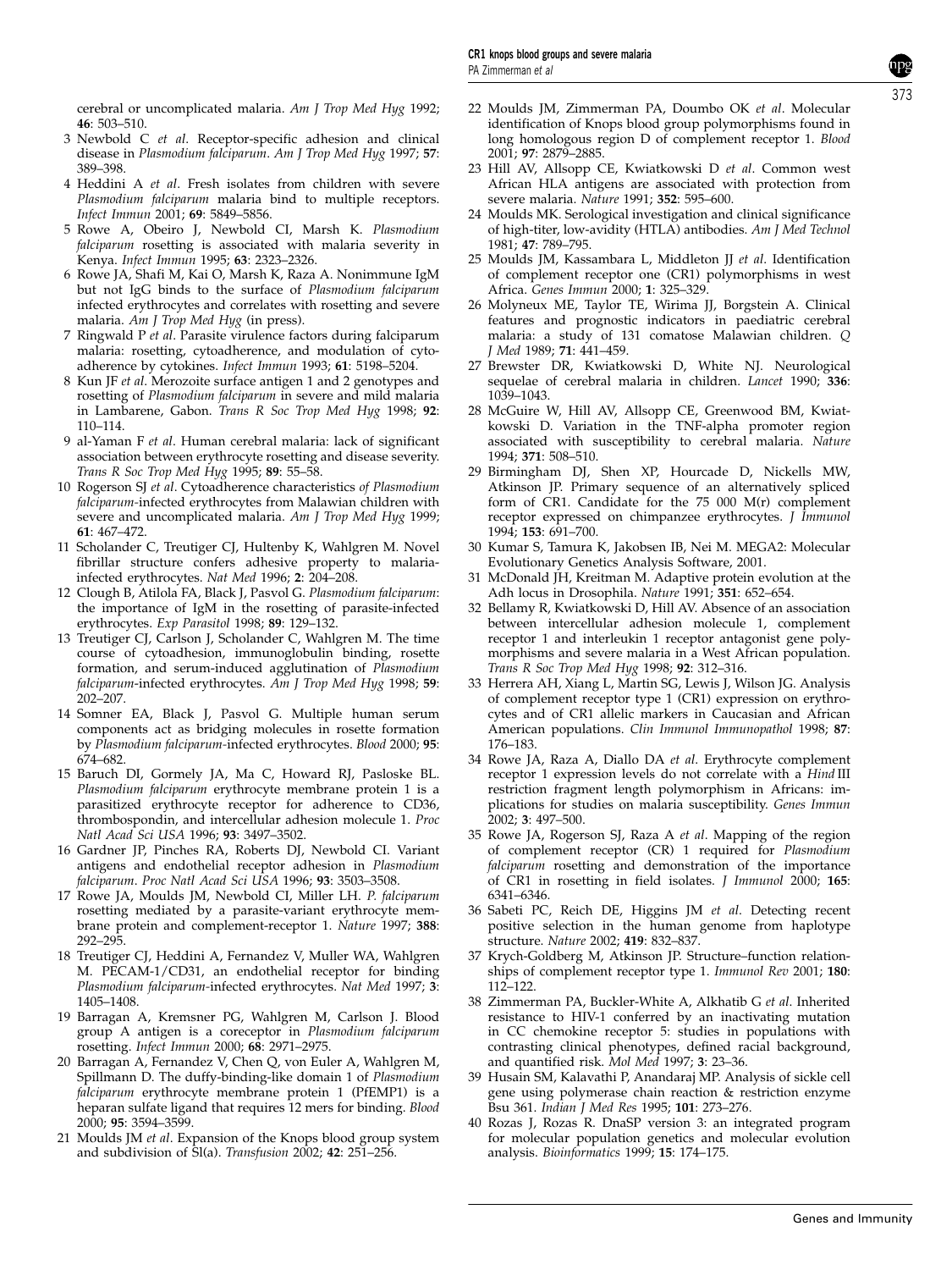cerebral or uncomplicated malaria. *Am J Trop Med Hyg* 1992; **46**: 503–510.

3 Newbold C *et al*. Receptor-specific adhesion and clinical disease in *Plasmodium falciparum*. *Am J Trop Med Hyg* 1997; **57**: 389–398.

4 Heddini A *et al*. Fresh isolates from children with severe *Plasmodium falciparum* malaria bind to multiple receptors. *Infect Immun* 2001; **69**: 5849–5856.

5 Rowe A, Obeiro J, Newbold CI, Marsh K. *Plasmodium falciparum* rosetting is associated with malaria severity in Kenya. *Infect Immun* 1995; **63**: 2323–2326.

6 Rowe JA, Shafi M, Kai O, Marsh K, Raza A. Nonimmune IgM but not IgG binds to the surface of *Plasmodium falciparum* infected erythrocytes and correlates with rosetting and severe malaria. *Am J Trop Med Hyg* (in press).

7 Ringwald P *et al*. Parasite virulence factors during falciparum malaria: rosetting, cytoadherence, and modulation of cytoadherence by cytokines. *Infect Immun* 1993; **61**: 5198–5204.

8 Kun JF *et al*. Merozoite surface antigen 1 and 2 genotypes and rosetting of *Plasmodium falciparum* in severe and mild malaria in Lambarene, Gabon. *Trans R Soc Trop Med Hyg* 1998; **92**: 110–114.

9 al-Yaman F *et al*. Human cerebral malaria: lack of significant association between erythrocyte rosetting and disease severity. *Trans R Soc Trop Med Hyg* 1995; **89**: 55–58.

10 Rogerson SJ *et al*. Cytoadherence characteristics *of Plasmodium falciparum*-infected erythrocytes from Malawian children with severe and uncomplicated malaria. *Am J Trop Med Hyg* 1999; **61**: 467–472.

11 Scholander C, Treutiger CJ, Hultenby K, Wahlgren M. Novel fibrillar structure confers adhesive property to malaria-infected erythrocytes. *Nat Med* 1996; **2**: 204–208.

12 Clough B, Atilola FA, Black J, Pasvol G. *Plasmodium falciparum*: the importance of IgM in the rosetting of parasite-infected erythrocytes. *Exp Parasitol* 1998; **89**: 129–132.

13 Treutiger CJ, Carlson J, Scholander C, Wahlgren M. The time course of cytoadhesion, immunoglobulin binding, rosette formation, and serum-induced agglutination of *Plasmodium falciparum*-infected erythrocytes. *Am J Trop Med Hyg* 1998; **59**: 202–207.

14 Somner EA, Black J, Pasvol G. Multiple human serum components act as bridging molecules in rosette formation by *Plasmodium falciparum*-infected erythrocytes. *Blood* 2000; **95**: 674–682.

15 Baruch DI, Gormely JA, Ma C, Howard RJ, Pasloske BL. *Plasmodium falciparum* erythrocyte membrane protein 1 is a parasitized erythrocyte receptor for adherence to CD36, thrombospondin, and intercellular adhesion molecule 1. *Proc Natl Acad Sci USA* 1996; **93**: 3497–3502.

16 Gardner JP, Pinches RA, Roberts DJ, Newbold CI. Variant antigens and endothelial receptor adhesion in *Plasmodium falciparum*. *Proc Natl Acad Sci USA* 1996; **93**: 3503–3508.

17 Rowe JA, Moulds JM, Newbold CI, Miller LH. *P. falciparum* rosetting mediated by a parasite-variant erythrocyte membrane protein and complement-receptor 1. *Nature* 1997; **388**: 292–295.

18 Treutiger CJ, Heddini A, Fernandez V, Muller WA, Wahlgren M. PECAM-1/CD31, an endothelial receptor for binding *Plasmodium falciparum*-infected erythrocytes. *Nat Med* 1997; **3**: 1405–1408.

19 Barragan A, Kremsner PG, Wahlgren M, Carlson J. Blood group A antigen is a coreceptor in *Plasmodium falciparum* rosetting. *Infect Immun* 2000; **68**: 2971–2975.

20 Barragan A, Fernandez V, Chen Q, von Euler A, Wahlgren M, Spillmann D. The duffy-binding-like domain 1 of *Plasmodium falciparum* erythrocyte membrane protein 1 (PfEMP1) is a heparan sulfate ligand that requires 12 mers for binding. *Blood* 2000; **95**: 3594–3599.

21 Moulds JM *et al*. Expansion of the Knops blood group system and subdivision of Sl(a). *Transfusion* 2002; **42**: 251–256.

22 Moulds JM, Zimmerman PA, Doumbo OK *et al*. Molecular identification of Knops blood group polymorphisms found in long homologous region D of complement receptor 1. *Blood* 2001; **97**: 2879–2885.

23 Hill AV, Allsopp CE, Kwiatkowski D *et al*. Common west African HLA antigens are associated with protection from severe malaria. *Nature* 1991; **352**: 595–600.

24 Moulds MK. Serological investigation and clinical significance of high-titer, low-avidity (HTLA) antibodies. *Am J Med Technol* 1981; **47**: 789–795.

25 Moulds JM, Kassambara L, Middleton JJ *et al*. Identification of complement receptor one (CR1) polymorphisms in west Africa. *Genes Immun* 2000; **1**: 325–329.

26 Molyneux ME, Taylor TE, Wirima JJ, Borgstein A. Clinical features and prognostic indicators in paediatric cerebral malaria: a study of 131 comatose Malawian children. *Q J Med* 1989; **71**: 441–459.

27 Brewster DR, Kwiatkowski D, White NJ. Neurological sequelae of cerebral malaria in children. *Lancet* 1990; **336**: 1039–1043.

28 McGuire W, Hill AV, Allsopp CE, Greenwood BM, Kwiatkowski D. Variation in the TNF-alpha promoter region associated with susceptibility to cerebral malaria. *Nature* 1994; **371**: 508–510.

29 Birmingham DJ, Shen XP, Hourcade D, Nickells MW, Atkinson JP. Primary sequence of an alternatively spliced form of CR1. Candidate for the 75 000 M(r) complement receptor expressed on chimpanzee erythrocytes. *J Immunol* 1994; **153**: 691–700.

30 Kumar S, Tamura K, Jakobsen IB, Nei M. MEGA2: Molecular Evolutionary Genetics Analysis Software, 2001.

31 McDonald JH, Kreitman M. Adaptive protein evolution at the Adh locus in Drosophila. *Nature* 1991; **351**: 652–654.

32 Bellamy R, Kwiatkowski D, Hill AV. Absence of an association between intercellular adhesion molecule 1, complement receptor 1 and interleukin 1 receptor antagonist gene polymorphisms and severe malaria in a West African population. *Trans R Soc Trop Med Hyg* 1998; **92**: 312–316.

33 Herrera AH, Xiang L, Martin SG, Lewis J, Wilson JG. Analysis of complement receptor type 1 (CR1) expression on erythrocytes and of CR1 allelic markers in Caucasian and African American populations. *Clin Immunol Immunopathol* 1998; **87**: 176–183.

34 Rowe JA, Raza A, Diallo DA *et al*. Erythrocyte complement receptor 1 expression levels do not correlate with a *Hind* III restriction fragment length polymorphism in Africans: implications for studies on malaria susceptibility. *Genes Immun* 2002; **3**: 497–500.

35 Rowe JA, Rogerson SJ, Raza A *et al*. Mapping of the region of complement receptor (CR) 1 required for *Plasmodium falciparum* rosetting and demonstration of the importance of CR1 in rosetting in field isolates. *J Immunol* 2000; **165**: 6341–6346.

36 Sabeti PC, Reich DE, Higgins JM *et al*. Detecting recent positive selection in the human genome from haplotype structure. *Nature* 2002; **419**: 832–837.

37 Krych-Goldberg M, Atkinson JP. Structure–function relationships of complement receptor type 1. *Immunol Rev* 2001; **180**: 112–122.

38 Zimmerman PA, Buckler-White A, Alkhatib G *et al*. Inherited resistance to HIV-1 conferred by an inactivating mutation in CC chemokine receptor 5: studies in populations with contrasting clinical phenotypes, defined racial background, and quantified risk. *Mol Med* 1997; **3**: 23–36.

39 Husain SM, Kalavathi P, Anandaraj MP. Analysis of sickle cell gene using polymerase chain reaction & restriction enzyme Bsu 361. *Indian J Med Res* 1995; **101**: 273–276.

40 Rozas J, Rozas R. DnaSP version 3: an integrated program for molecular population genetics and molecular evolution analysis. *Bioinformatics* 1999; **15**: 174–175.